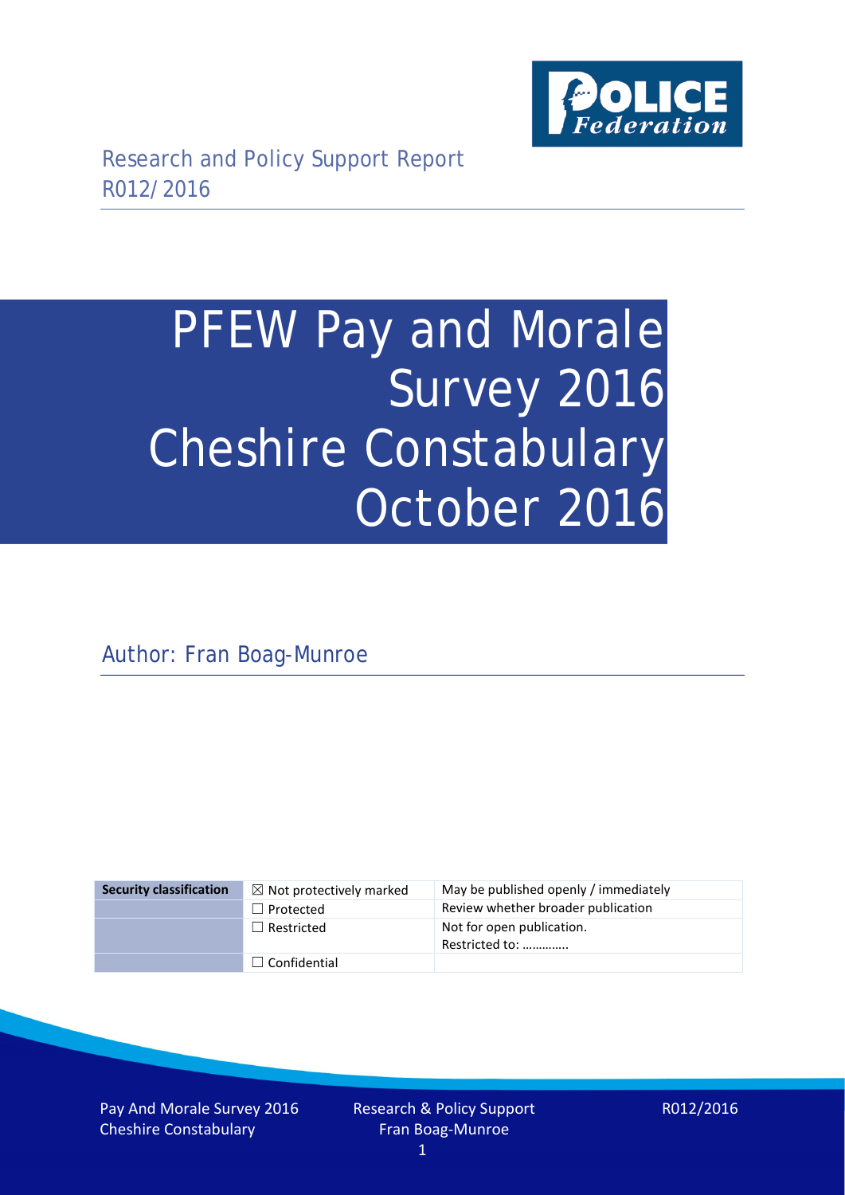Research and Policy Support Report
R012/2016

# PFEW Pay and Morale Survey 2016 Cheshire Constabulary October 2016

Author: Fran Boag-Munroe

| Security classification | ☒ Not protectively marked | May be published openly / immediately |
|---|---|---|
| | ☐ Protected | Review whether broader publication |
| | ☐ Restricted | Not for open publication. Restricted to: ………….. |
| | ☐ Confidential | |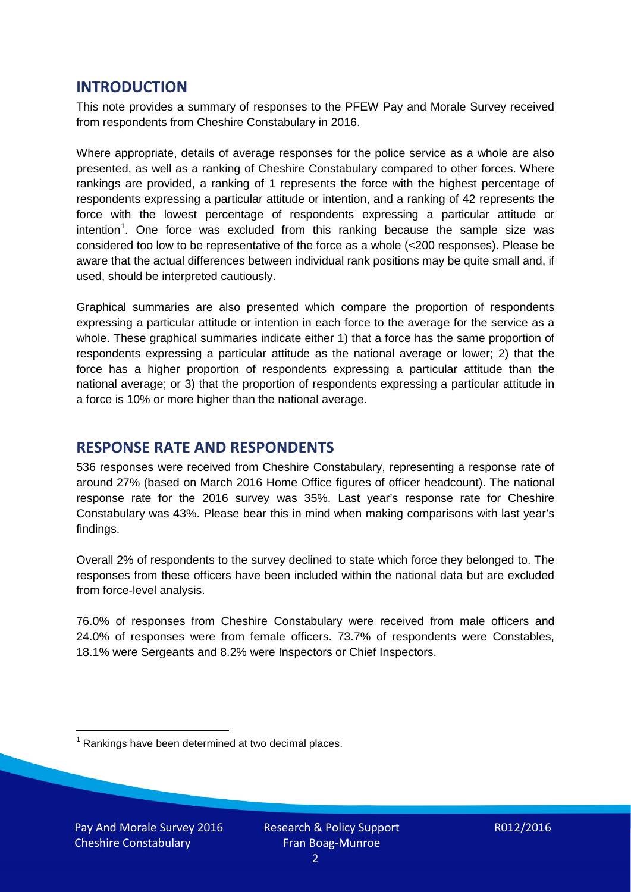## INTRODUCTION

This note provides a summary of responses to the PFEW Pay and Morale Survey received from respondents from Cheshire Constabulary in 2016.

Where appropriate, details of average responses for the police service as a whole are also presented, as well as a ranking of Cheshire Constabulary compared to other forces. Where rankings are provided, a ranking of 1 represents the force with the highest percentage of respondents expressing a particular attitude or intention, and a ranking of 42 represents the force with the lowest percentage of respondents expressing a particular attitude or intention[1]. One force was excluded from this ranking because the sample size was considered too low to be representative of the force as a whole (<200 responses). Please be aware that the actual differences between individual rank positions may be quite small and, if used, should be interpreted cautiously.

Graphical summaries are also presented which compare the proportion of respondents expressing a particular attitude or intention in each force to the average for the service as a whole. These graphical summaries indicate either 1) that a force has the same proportion of respondents expressing a particular attitude as the national average or lower; 2) that the force has a higher proportion of respondents expressing a particular attitude than the national average; or 3) that the proportion of respondents expressing a particular attitude in a force is 10% or more higher than the national average.

## RESPONSE RATE AND RESPONDENTS

536 responses were received from Cheshire Constabulary, representing a response rate of around 27% (based on March 2016 Home Office figures of officer headcount). The national response rate for the 2016 survey was 35%. Last year's response rate for Cheshire Constabulary was 43%. Please bear this in mind when making comparisons with last year's findings.

Overall 2% of respondents to the survey declined to state which force they belonged to. The responses from these officers have been included within the national data but are excluded from force-level analysis.

76.0% of responses from Cheshire Constabulary were received from male officers and 24.0% of responses were from female officers. 73.7% of respondents were Constables, 18.1% were Sergeants and 8.2% were Inspectors or Chief Inspectors.

[1] Rankings have been determined at two decimal places.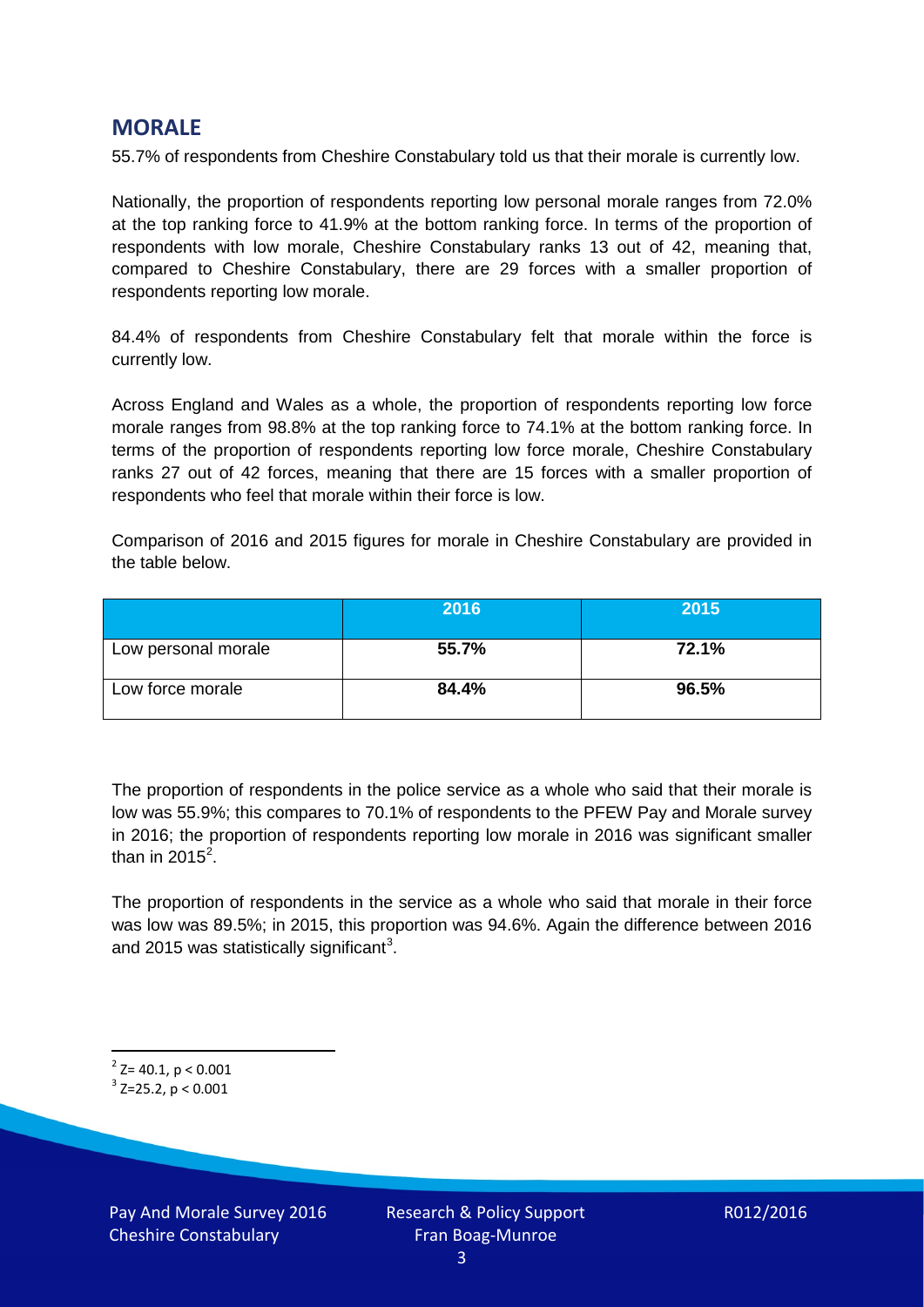## MORALE

55.7% of respondents from Cheshire Constabulary told us that their morale is currently low.

Nationally, the proportion of respondents reporting low personal morale ranges from 72.0% at the top ranking force to 41.9% at the bottom ranking force. In terms of the proportion of respondents with low morale, Cheshire Constabulary ranks 13 out of 42, meaning that, compared to Cheshire Constabulary, there are 29 forces with a smaller proportion of respondents reporting low morale.

84.4% of respondents from Cheshire Constabulary felt that morale within the force is currently low.

Across England and Wales as a whole, the proportion of respondents reporting low force morale ranges from 98.8% at the top ranking force to 74.1% at the bottom ranking force. In terms of the proportion of respondents reporting low force morale, Cheshire Constabulary ranks 27 out of 42 forces, meaning that there are 15 forces with a smaller proportion of respondents who feel that morale within their force is low.

Comparison of 2016 and 2015 figures for morale in Cheshire Constabulary are provided in the table below.

| | 2016 | 2015 |
|---|---|---|
| Low personal morale | **55.7%** | **72.1%** |
| Low force morale | **84.4%** | **96.5%** |

The proportion of respondents in the police service as a whole who said that their morale is low was 55.9%; this compares to 70.1% of respondents to the PFEW Pay and Morale survey in 2016; the proportion of respondents reporting low morale in 2016 was significant smaller than in 2015[2].

The proportion of respondents in the service as a whole who said that morale in their force was low was 89.5%; in 2015, this proportion was 94.6%. Again the difference between 2016 and 2015 was statistically significant[3].

[2] $Z= 40.1$, $p < 0.001$

[3] $Z=25.2$, $p < 0.001$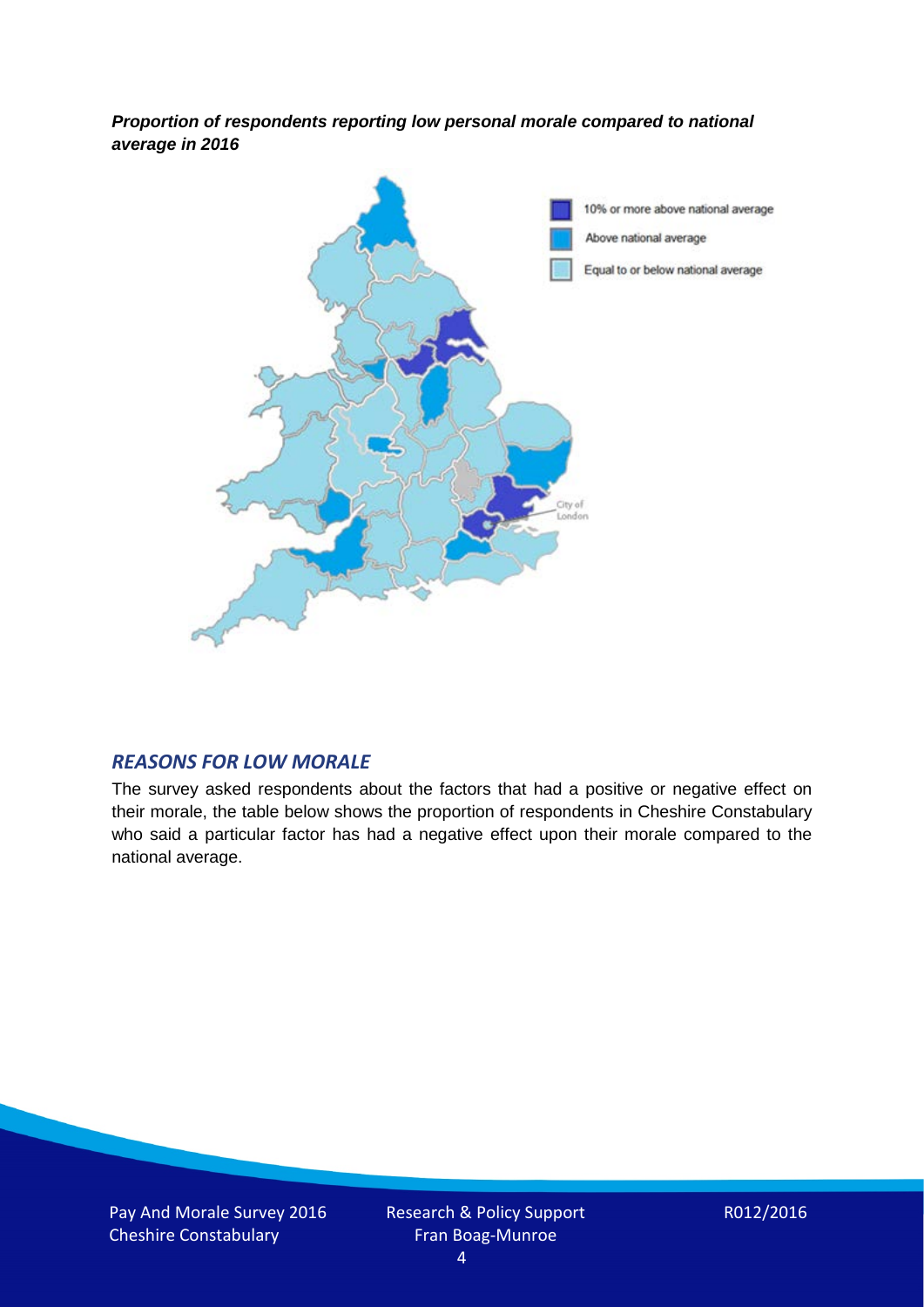***Proportion of respondents reporting low personal morale compared to national average in 2016***

10% or more above national average

Above national average

Equal to or below national average

## *REASONS FOR LOW MORALE*

The survey asked respondents about the factors that had a positive or negative effect on their morale, the table below shows the proportion of respondents in Cheshire Constabulary who said a particular factor has had a negative effect upon their morale compared to the national average.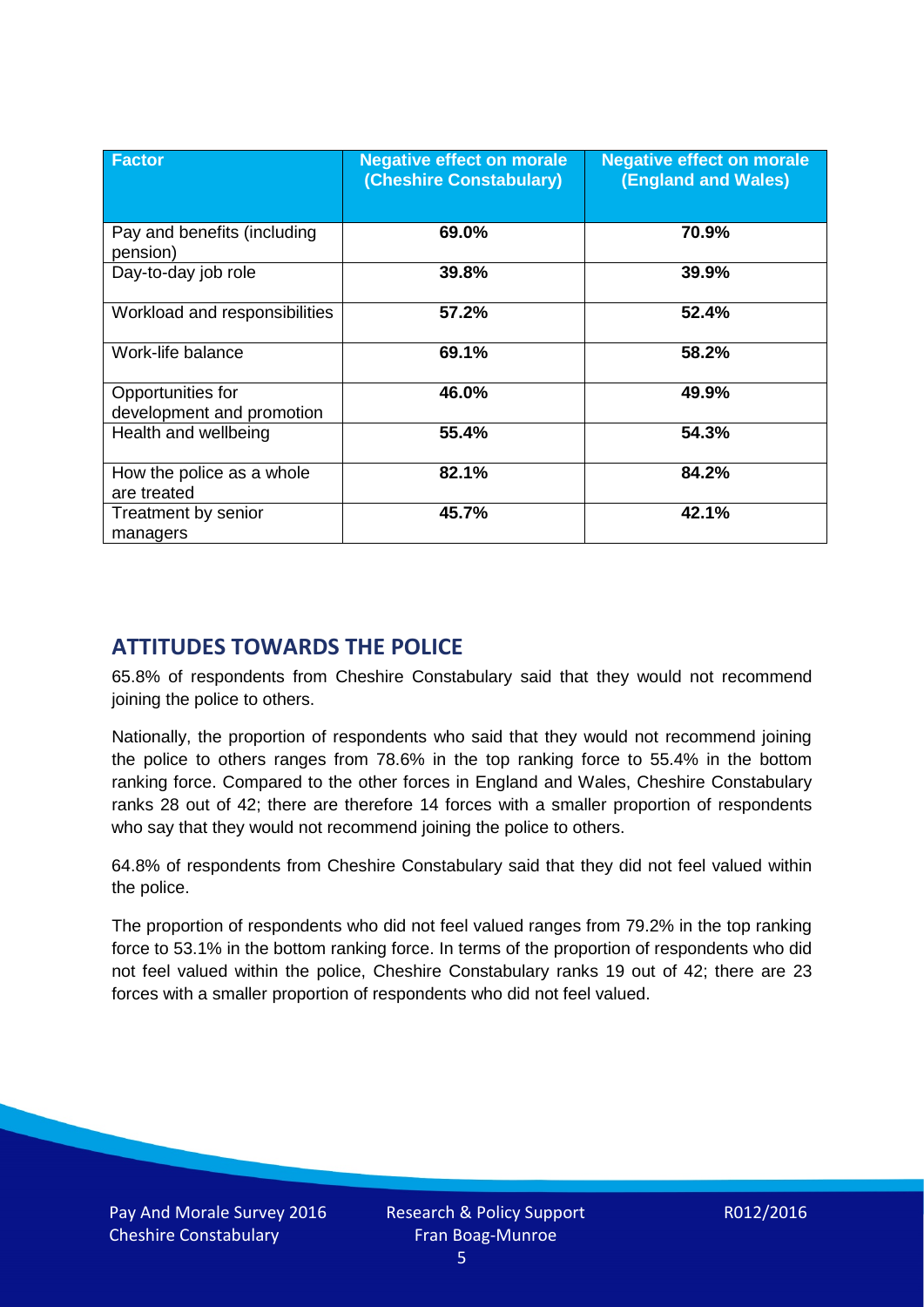| Factor | Negative effect on morale (Cheshire Constabulary) | Negative effect on morale (England and Wales) |
|---|---|---|
| Pay and benefits (including pension) | **69.0%** | **70.9%** |
| Day-to-day job role | **39.8%** | **39.9%** |
| Workload and responsibilities | **57.2%** | **52.4%** |
| Work-life balance | **69.1%** | **58.2%** |
| Opportunities for development and promotion | **46.0%** | **49.9%** |
| Health and wellbeing | **55.4%** | **54.3%** |
| How the police as a whole are treated | **82.1%** | **84.2%** |
| Treatment by senior managers | **45.7%** | **42.1%** |

## ATTITUDES TOWARDS THE POLICE

65.8% of respondents from Cheshire Constabulary said that they would not recommend joining the police to others.

Nationally, the proportion of respondents who said that they would not recommend joining the police to others ranges from 78.6% in the top ranking force to 55.4% in the bottom ranking force. Compared to the other forces in England and Wales, Cheshire Constabulary ranks 28 out of 42; there are therefore 14 forces with a smaller proportion of respondents who say that they would not recommend joining the police to others.

64.8% of respondents from Cheshire Constabulary said that they did not feel valued within the police.

The proportion of respondents who did not feel valued ranges from 79.2% in the top ranking force to 53.1% in the bottom ranking force. In terms of the proportion of respondents who did not feel valued within the police, Cheshire Constabulary ranks 19 out of 42; there are 23 forces with a smaller proportion of respondents who did not feel valued.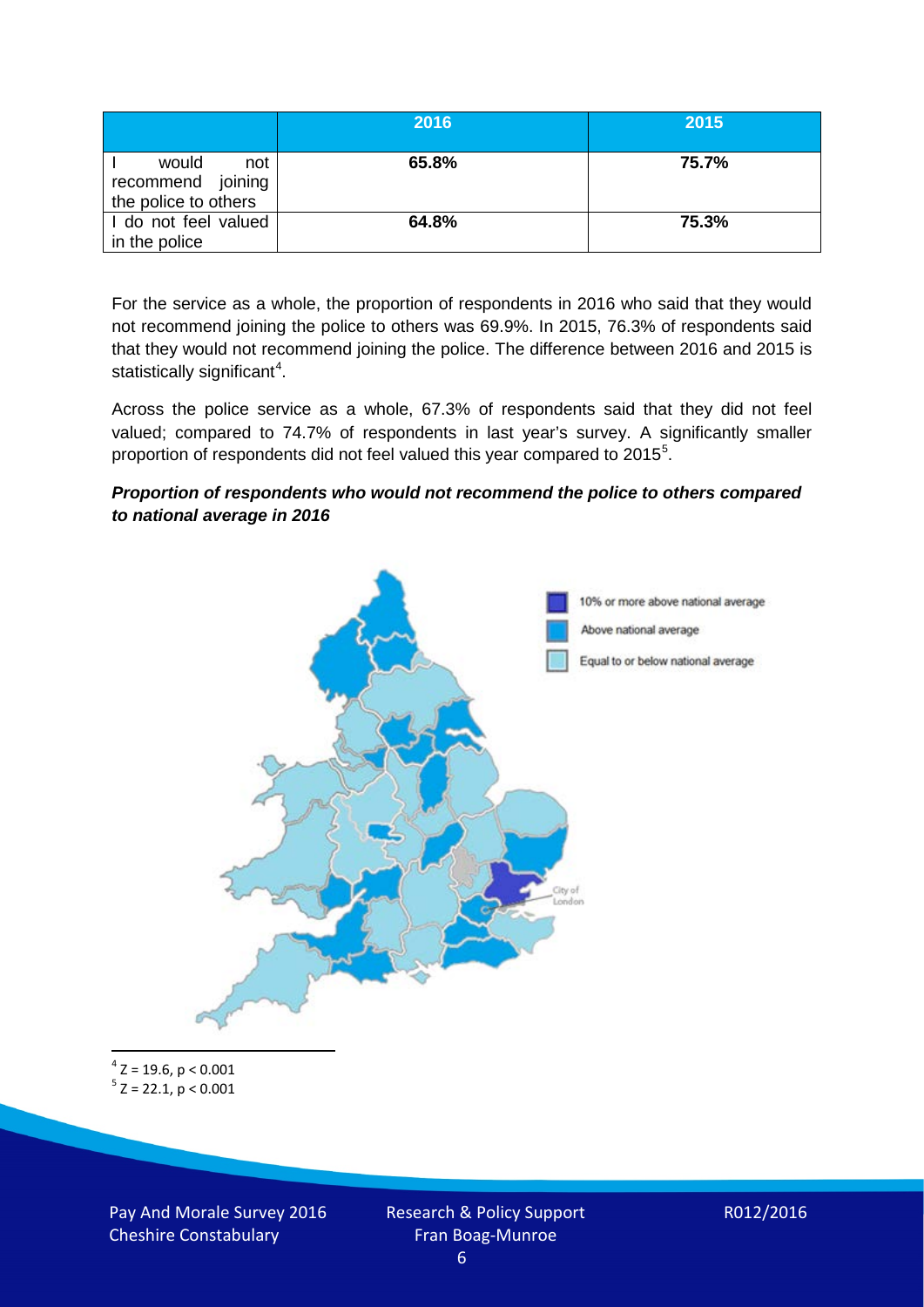| | 2016 | 2015 |
|---|---|---|
| I would not recommend joining the police to others | 65.8% | 75.7% |
| I do not feel valued in the police | 64.8% | 75.3% |

For the service as a whole, the proportion of respondents in 2016 who said that they would not recommend joining the police to others was 69.9%. In 2015, 76.3% of respondents said that they would not recommend joining the police. The difference between 2016 and 2015 is statistically significant[4].

Across the police service as a whole, 67.3% of respondents said that they did not feel valued; compared to 74.7% of respondents in last year's survey. A significantly smaller proportion of respondents did not feel valued this year compared to 2015[5].

***Proportion of respondents who would not recommend the police to others compared to national average in 2016***

10% or more above national average

Above national average

Equal to or below national average

City of London

[4] $Z = 19.6, p < 0.001$

[5] $Z = 22.1, p < 0.001$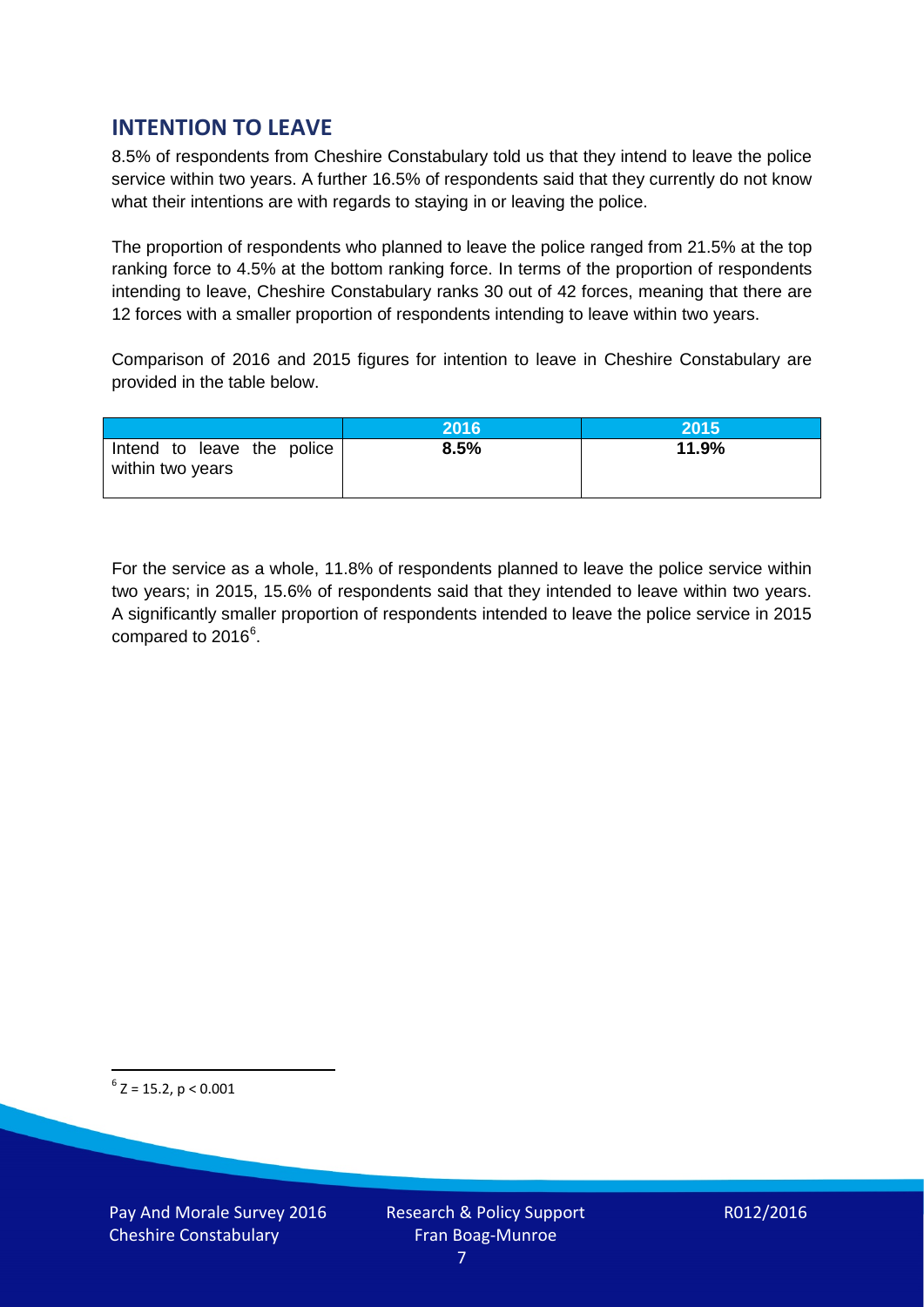## INTENTION TO LEAVE

8.5% of respondents from Cheshire Constabulary told us that they intend to leave the police service within two years. A further 16.5% of respondents said that they currently do not know what their intentions are with regards to staying in or leaving the police.

The proportion of respondents who planned to leave the police ranged from 21.5% at the top ranking force to 4.5% at the bottom ranking force. In terms of the proportion of respondents intending to leave, Cheshire Constabulary ranks 30 out of 42 forces, meaning that there are 12 forces with a smaller proportion of respondents intending to leave within two years.

Comparison of 2016 and 2015 figures for intention to leave in Cheshire Constabulary are provided in the table below.

| | 2016 | 2015 |
|---|---|---|
| Intend to leave the police within two years | **8.5%** | **11.9%** |

For the service as a whole, 11.8% of respondents planned to leave the police service within two years; in 2015, 15.6% of respondents said that they intended to leave within two years. A significantly smaller proportion of respondents intended to leave the police service in 2015 compared to 2016[6].

[6] $Z = 15.2$, $p < 0.001$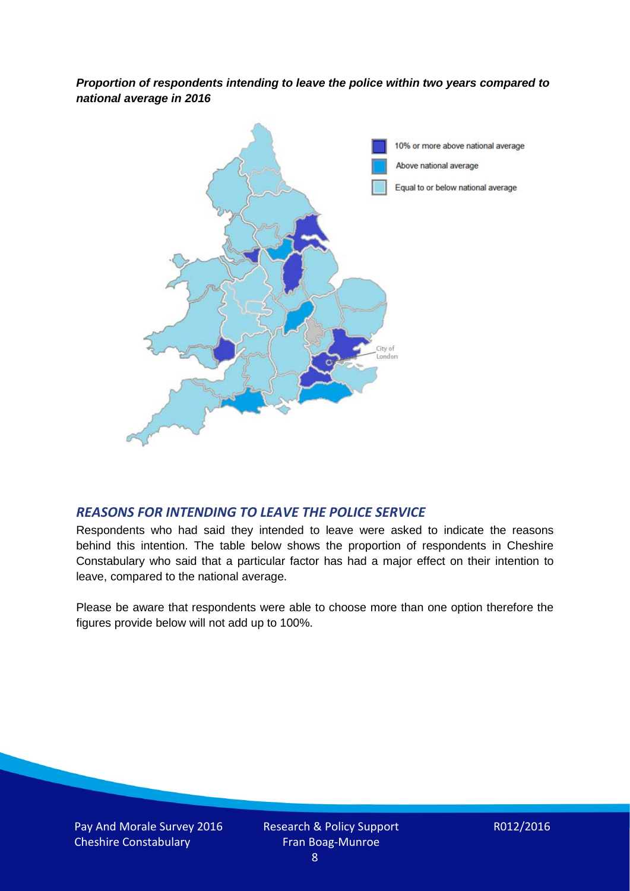***Proportion of respondents intending to leave the police within two years compared to national average in 2016***

## *REASONS FOR INTENDING TO LEAVE THE POLICE SERVICE*

Respondents who had said they intended to leave were asked to indicate the reasons behind this intention. The table below shows the proportion of respondents in Cheshire Constabulary who said that a particular factor has had a major effect on their intention to leave, compared to the national average.

Please be aware that respondents were able to choose more than one option therefore the figures provide below will not add up to 100%.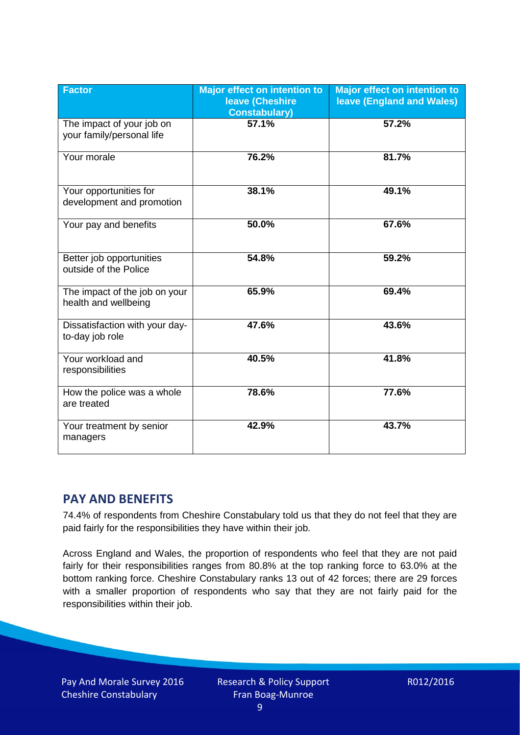| Factor | Major effect on intention to leave (Cheshire Constabulary) | Major effect on intention to leave (England and Wales) |
|---|---|---|
| The impact of your job on your family/personal life | 57.1% | 57.2% |
| Your morale | 76.2% | 81.7% |
| Your opportunities for development and promotion | 38.1% | 49.1% |
| Your pay and benefits | 50.0% | 67.6% |
| Better job opportunities outside of the Police | 54.8% | 59.2% |
| The impact of the job on your health and wellbeing | 65.9% | 69.4% |
| Dissatisfaction with your day-to-day job role | 47.6% | 43.6% |
| Your workload and responsibilities | 40.5% | 41.8% |
| How the police was a whole are treated | 78.6% | 77.6% |
| Your treatment by senior managers | 42.9% | 43.7% |

## PAY AND BENEFITS

74.4% of respondents from Cheshire Constabulary told us that they do not feel that they are paid fairly for the responsibilities they have within their job.

Across England and Wales, the proportion of respondents who feel that they are not paid fairly for their responsibilities ranges from 80.8% at the top ranking force to 63.0% at the bottom ranking force. Cheshire Constabulary ranks 13 out of 42 forces; there are 29 forces with a smaller proportion of respondents who say that they are not fairly paid for the responsibilities within their job.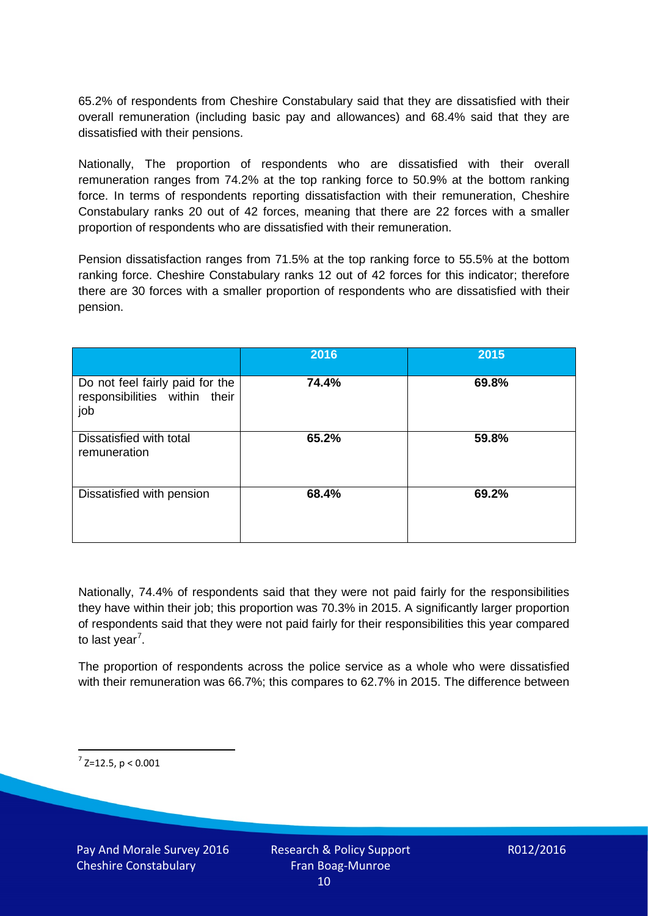65.2% of respondents from Cheshire Constabulary said that they are dissatisfied with their overall remuneration (including basic pay and allowances) and 68.4% said that they are dissatisfied with their pensions.

Nationally, The proportion of respondents who are dissatisfied with their overall remuneration ranges from 74.2% at the top ranking force to 50.9% at the bottom ranking force. In terms of respondents reporting dissatisfaction with their remuneration, Cheshire Constabulary ranks 20 out of 42 forces, meaning that there are 22 forces with a smaller proportion of respondents who are dissatisfied with their remuneration.

Pension dissatisfaction ranges from 71.5% at the top ranking force to 55.5% at the bottom ranking force. Cheshire Constabulary ranks 12 out of 42 forces for this indicator; therefore there are 30 forces with a smaller proportion of respondents who are dissatisfied with their pension.

| | 2016 | 2015 |
|---|---|---|
| Do not feel fairly paid for the responsibilities within their job | **74.4%** | **69.8%** |
| Dissatisfied with total remuneration | **65.2%** | **59.8%** |
| Dissatisfied with pension | **68.4%** | **69.2%** |

Nationally, 74.4% of respondents said that they were not paid fairly for the responsibilities they have within their job; this proportion was 70.3% in 2015. A significantly larger proportion of respondents said that they were not paid fairly for their responsibilities this year compared to last year[7].

The proportion of respondents across the police service as a whole who were dissatisfied with their remuneration was 66.7%; this compares to 62.7% in 2015. The difference between

[7] $Z=12.5$, $p < 0.001$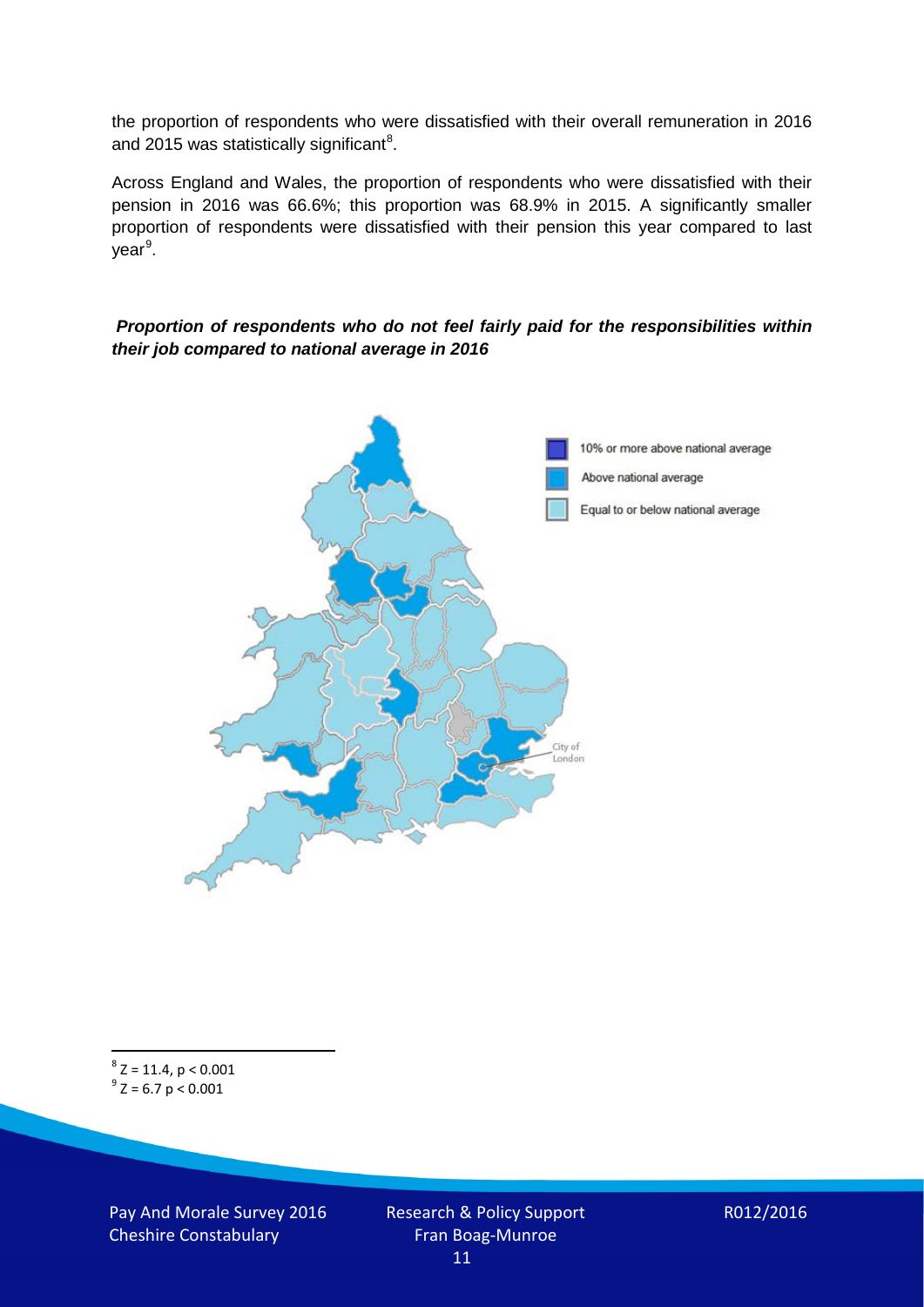the proportion of respondents who were dissatisfied with their overall remuneration in 2016 and 2015 was statistically significant[8].

Across England and Wales, the proportion of respondents who were dissatisfied with their pension in 2016 was 66.6%; this proportion was 68.9% in 2015. A significantly smaller proportion of respondents were dissatisfied with their pension this year compared to last year[9].

***Proportion of respondents who do not feel fairly paid for the responsibilities within their job compared to national average in 2016***

10% or more above national average

Above national average

Equal to or below national average

City of London

[8] $Z = 11.4$, $p < 0.001$

[9] $Z = 6.7$ $p < 0.001$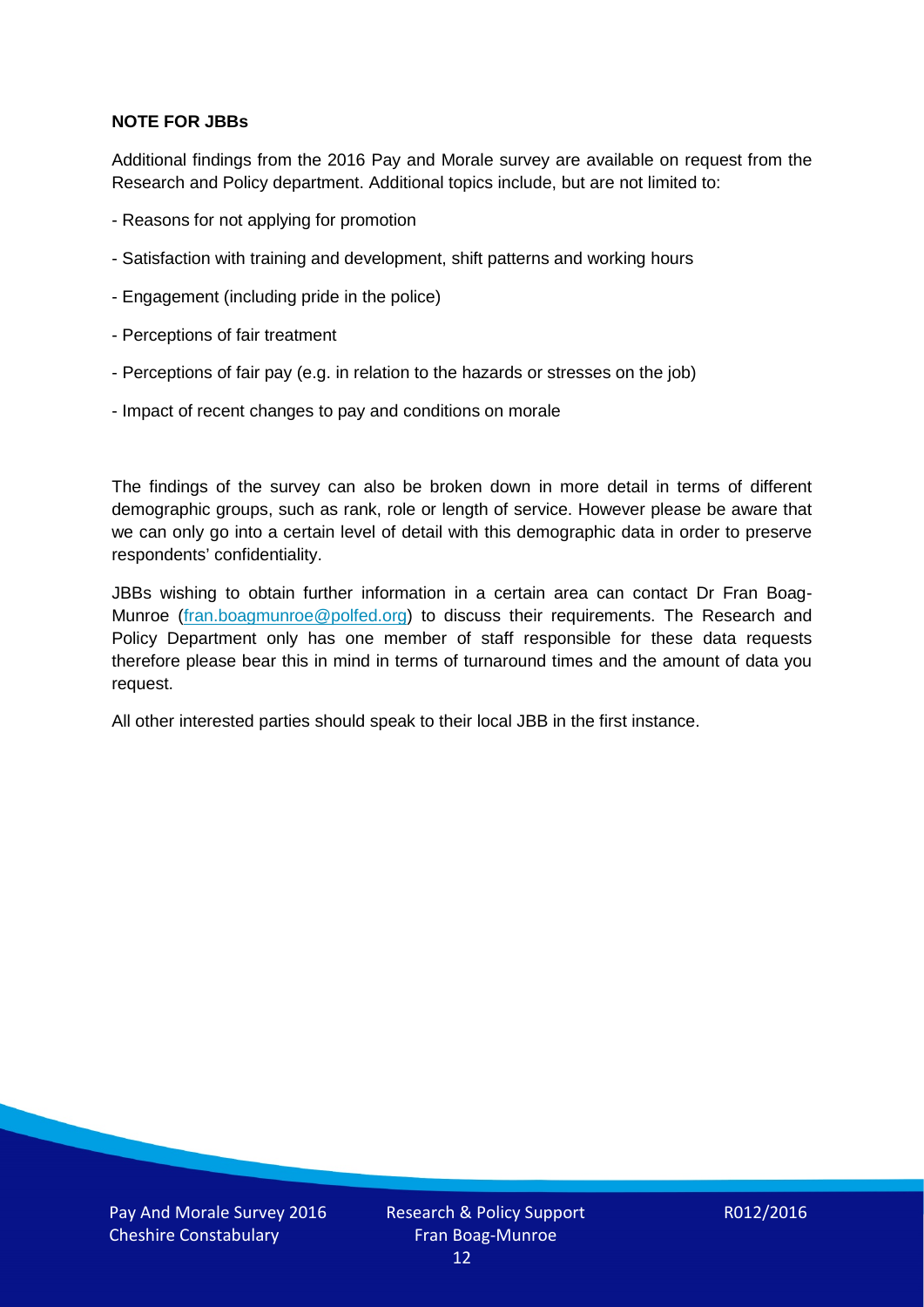**NOTE FOR JBBs**

Additional findings from the 2016 Pay and Morale survey are available on request from the Research and Policy department. Additional topics include, but are not limited to:

- Reasons for not applying for promotion
- Satisfaction with training and development, shift patterns and working hours
- Engagement (including pride in the police)
- Perceptions of fair treatment
- Perceptions of fair pay (e.g. in relation to the hazards or stresses on the job)
- Impact of recent changes to pay and conditions on morale

The findings of the survey can also be broken down in more detail in terms of different demographic groups, such as rank, role or length of service. However please be aware that we can only go into a certain level of detail with this demographic data in order to preserve respondents' confidentiality.

JBBs wishing to obtain further information in a certain area can contact Dr Fran Boag-Munroe (fran.boagmunroe@polfed.org) to discuss their requirements. The Research and Policy Department only has one member of staff responsible for these data requests therefore please bear this in mind in terms of turnaround times and the amount of data you request.

All other interested parties should speak to their local JBB in the first instance.